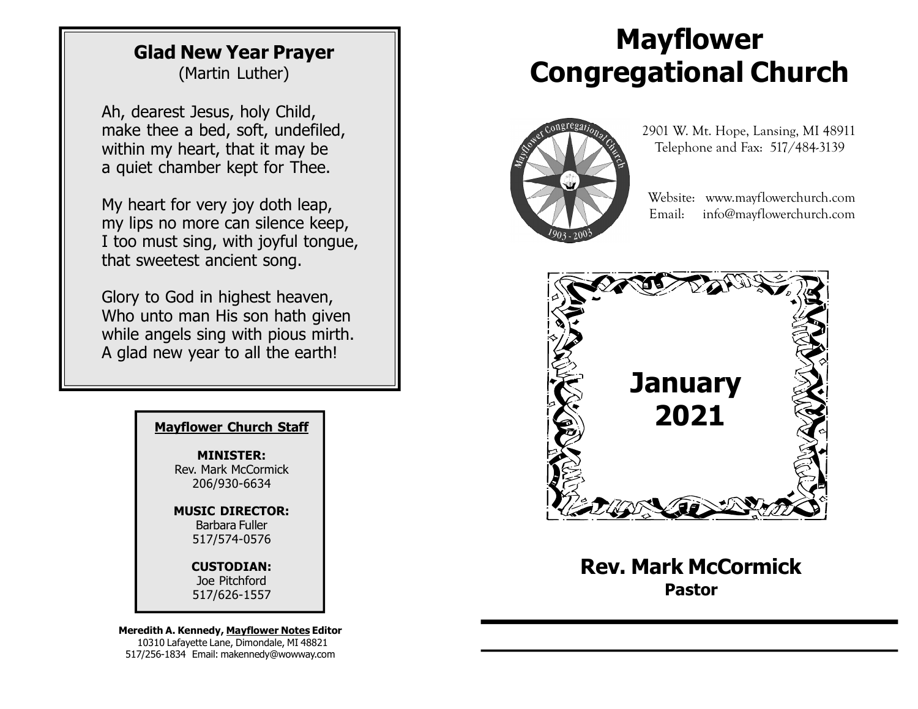## Glad New Year Prayer

(Martin Luther)

Ah, dearest Jesus, holy Child,
make thee a bed, soft, undefiled,
within my heart, that it may be
a quiet chamber kept for Thee.

My heart for very joy doth leap,
my lips no more can silence keep,
I too must sing, with joyful tongue,
that sweetest ancient song.

Glory to God in highest heaven,
Who unto man His son hath given
while angels sing with pious mirth.
A glad new year to all the earth!

**Mayflower Church Staff**

**MINISTER:**
Rev. Mark McCormick
206/930-6634

**MUSIC DIRECTOR:**
Barbara Fuller
517/574-0576

**CUSTODIAN:**
Joe Pitchford
517/626-1557

**Meredith A. Kennedy, Mayflower Notes Editor**
10310 Lafayette Lane, Dimondale, MI 48821
517/256-1834 Email: makennedy@wowway.com

# Mayflower Congregational Church

2901 W. Mt. Hope, Lansing, MI 48911
Telephone and Fax: 517/484-3139

Website: www.mayflowerchurch.com
Email: info@mayflowerchurch.com

## January 2021

## Rev. Mark McCormick

**Pastor**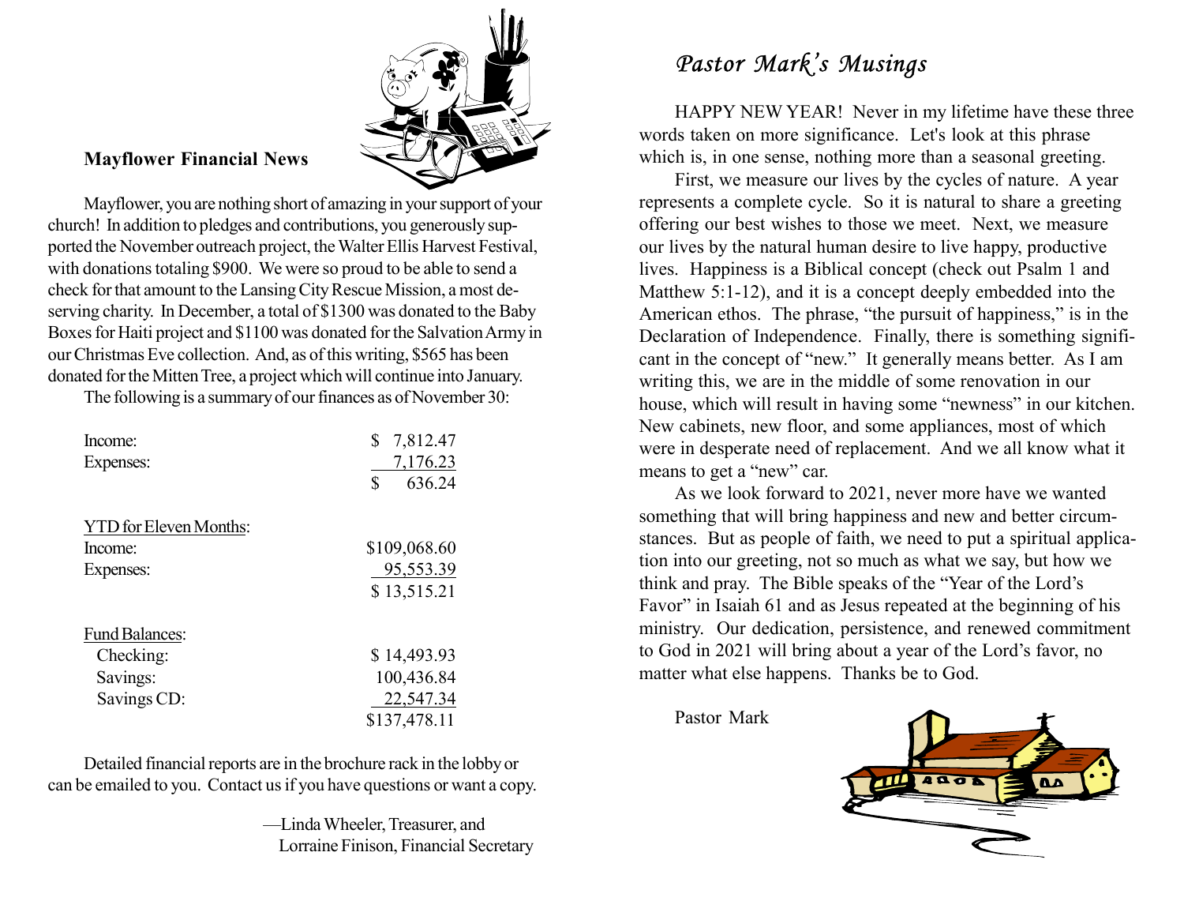## Mayflower Financial News

Mayflower, you are nothing short of amazing in your support of your church! In addition to pledges and contributions, you generously supported the November outreach project, the Walter Ellis Harvest Festival, with donations totaling $900. We were so proud to be able to send a check for that amount to the Lansing City Rescue Mission, a most deserving charity. In December, a total of $1300 was donated to the Baby Boxes for Haiti project and $1100 was donated for the Salvation Army in our Christmas Eve collection. And, as of this writing, $565 has been donated for the Mitten Tree, a project which will continue into January.

The following is a summary of our finances as of November 30:

| | |
|---|---|
| Income: | $ 7,812.47 |
| Expenses: | 7,176.23 |
| | $ 636.24 |
| **YTD for Eleven Months:** | |
| Income: | $109,068.60 |
| Expenses: | 95,553.39 |
| | $ 13,515.21 |
| **Fund Balances:** | |
| Checking: | $ 14,493.93 |
| Savings: | 100,436.84 |
| Savings CD: | 22,547.34 |
| | $137,478.11 |

Detailed financial reports are in the brochure rack in the lobby or can be emailed to you. Contact us if you have questions or want a copy.

—Linda Wheeler, Treasurer, and
Lorraine Finison, Financial Secretary

## *Pastor Mark's Musings*

HAPPY NEW YEAR! Never in my lifetime have these three words taken on more significance. Let's look at this phrase which is, in one sense, nothing more than a seasonal greeting.

First, we measure our lives by the cycles of nature. A year represents a complete cycle. So it is natural to share a greeting offering our best wishes to those we meet. Next, we measure our lives by the natural human desire to live happy, productive lives. Happiness is a Biblical concept (check out Psalm 1 and Matthew 5:1-12), and it is a concept deeply embedded into the American ethos. The phrase, "the pursuit of happiness," is in the Declaration of Independence. Finally, there is something significant in the concept of "new." It generally means better. As I am writing this, we are in the middle of some renovation in our house, which will result in having some "newness" in our kitchen. New cabinets, new floor, and some appliances, most of which were in desperate need of replacement. And we all know what it means to get a "new" car.

As we look forward to 2021, never more have we wanted something that will bring happiness and new and better circumstances. But as people of faith, we need to put a spiritual application into our greeting, not so much as what we say, but how we think and pray. The Bible speaks of the "Year of the Lord's Favor" in Isaiah 61 and as Jesus repeated at the beginning of his ministry. Our dedication, persistence, and renewed commitment to God in 2021 will bring about a year of the Lord's favor, no matter what else happens. Thanks be to God.

Pastor Mark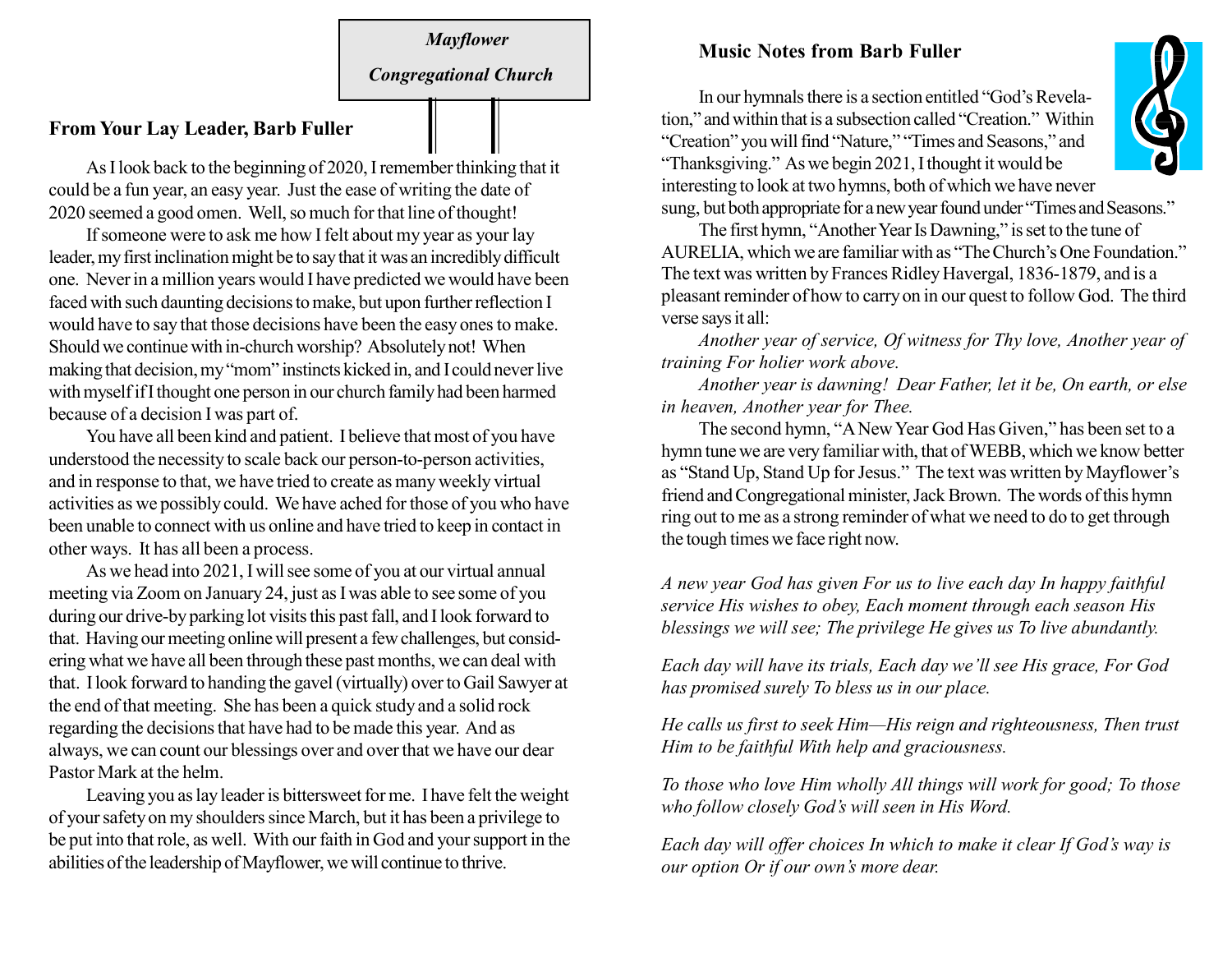**Mayflower Congregational Church**

## From Your Lay Leader, Barb Fuller

As I look back to the beginning of 2020, I remember thinking that it could be a fun year, an easy year. Just the ease of writing the date of 2020 seemed a good omen. Well, so much for that line of thought!

If someone were to ask me how I felt about my year as your lay leader, my first inclination might be to say that it was an incredibly difficult one. Never in a million years would I have predicted we would have been faced with such daunting decisions to make, but upon further reflection I would have to say that those decisions have been the easy ones to make. Should we continue with in-church worship? Absolutely not! When making that decision, my "mom" instincts kicked in, and I could never live with myself if I thought one person in our church family had been harmed because of a decision I was part of.

You have all been kind and patient. I believe that most of you have understood the necessity to scale back our person-to-person activities, and in response to that, we have tried to create as many weekly virtual activities as we possibly could. We have ached for those of you who have been unable to connect with us online and have tried to keep in contact in other ways. It has all been a process.

As we head into 2021, I will see some of you at our virtual annual meeting via Zoom on January 24, just as I was able to see some of you during our drive-by parking lot visits this past fall, and I look forward to that. Having our meeting online will present a few challenges, but considering what we have all been through these past months, we can deal with that. I look forward to handing the gavel (virtually) over to Gail Sawyer at the end of that meeting. She has been a quick study and a solid rock regarding the decisions that have had to be made this year. And as always, we can count our blessings over and over that we have our dear Pastor Mark at the helm.

Leaving you as lay leader is bittersweet for me. I have felt the weight of your safety on my shoulders since March, but it has been a privilege to be put into that role, as well. With our faith in God and your support in the abilities of the leadership of Mayflower, we will continue to thrive.

## Music Notes from Barb Fuller

In our hymnals there is a section entitled "God's Revelation," and within that is a subsection called "Creation." Within "Creation" you will find "Nature," "Times and Seasons," and "Thanksgiving." As we begin 2021, I thought it would be interesting to look at two hymns, both of which we have never sung, but both appropriate for a new year found under "Times and Seasons."

The first hymn, "Another Year Is Dawning," is set to the tune of AURELIA, which we are familiar with as "The Church's One Foundation." The text was written by Frances Ridley Havergal, 1836-1879, and is a pleasant reminder of how to carry on in our quest to follow God. The third verse says it all:

*Another year of service, Of witness for Thy love, Another year of training For holier work above.*

*Another year is dawning! Dear Father, let it be, On earth, or else in heaven, Another year for Thee.*

The second hymn, "A New Year God Has Given," has been set to a hymn tune we are very familiar with, that of WEBB, which we know better as "Stand Up, Stand Up for Jesus." The text was written by Mayflower's friend and Congregational minister, Jack Brown. The words of this hymn ring out to me as a strong reminder of what we need to do to get through the tough times we face right now.

*A new year God has given For us to live each day In happy faithful service His wishes to obey, Each moment through each season His blessings we will see; The privilege He gives us To live abundantly.*

*Each day will have its trials, Each day we'll see His grace, For God has promised surely To bless us in our place.*

*He calls us first to seek Him—His reign and righteousness, Then trust Him to be faithful With help and graciousness.*

*To those who love Him wholly All things will work for good; To those who follow closely God's will seen in His Word.*

*Each day will offer choices In which to make it clear If God's way is our option Or if our own's more dear.*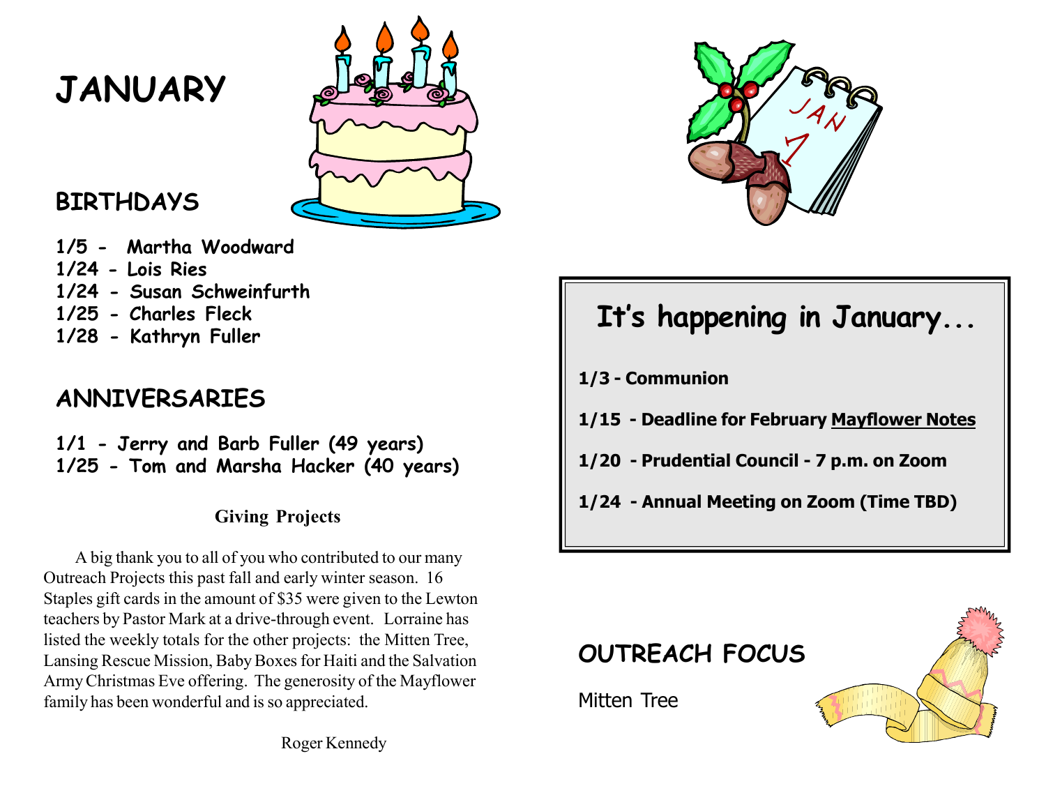# JANUARY

## BIRTHDAYS

1/5 - Martha Woodward
1/24 - Lois Ries
1/24 - Susan Schweinfurth
1/25 - Charles Fleck
1/28 - Kathryn Fuller

## ANNIVERSARIES

1/1 - Jerry and Barb Fuller (49 years)
1/25 - Tom and Marsha Hacker (40 years)

### Giving Projects

A big thank you to all of you who contributed to our many Outreach Projects this past fall and early winter season. 16 Staples gift cards in the amount of $35 were given to the Lewton teachers by Pastor Mark at a drive-through event. Lorraine has listed the weekly totals for the other projects: the Mitten Tree, Lansing Rescue Mission, Baby Boxes for Haiti and the Salvation Army Christmas Eve offering. The generosity of the Mayflower family has been wonderful and is so appreciated.

Roger Kennedy

## It's happening in January...

**1/3 - Communion**

**1/15 - Deadline for February Mayflower Notes**

**1/20 - Prudential Council - 7 p.m. on Zoom**

**1/24 - Annual Meeting on Zoom (Time TBD)**

## OUTREACH FOCUS

Mitten Tree